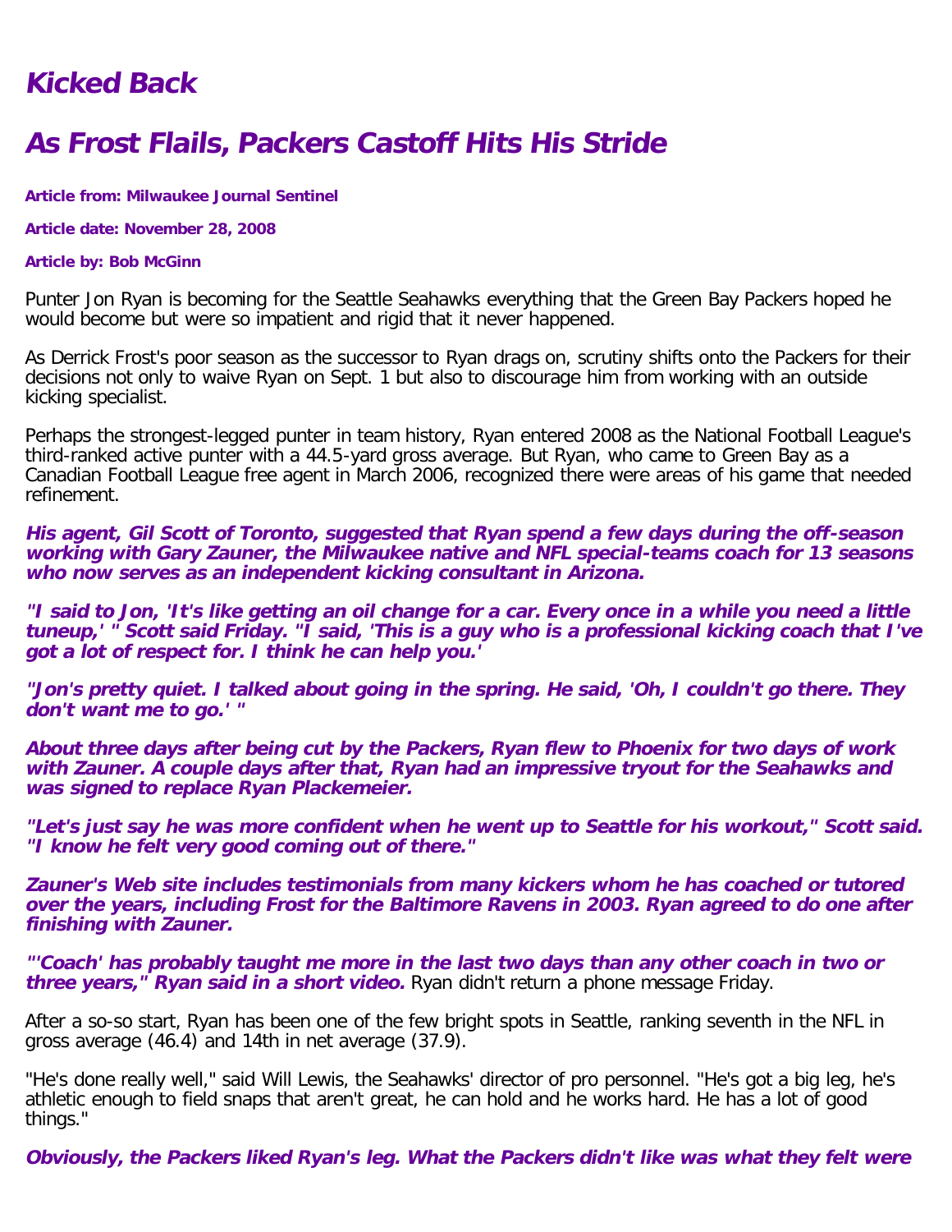# *Kicked Back*

## *As Frost Flails, Packers Castoff Hits His Stride*

**Article from: Milwaukee Journal Sentinel**

**Article date: November 28, 2008**

**Article by: Bob McGinn**

Punter Jon Ryan is becoming for the Seattle Seahawks everything that the Green Bay Packers hoped he would become but were so impatient and rigid that it never happened.

As Derrick Frost's poor season as the successor to Ryan drags on, scrutiny shifts onto the Packers for their decisions not only to waive Ryan on Sept. 1 but also to discourage him from working with an outside kicking specialist.

Perhaps the strongest-legged punter in team history, Ryan entered 2008 as the National Football League's third-ranked active punter with a 44.5-yard gross average. But Ryan, who came to Green Bay as a Canadian Football League free agent in March 2006, recognized there were areas of his game that needed refinement.

***His agent, Gil Scott of Toronto, suggested that Ryan spend a few days during the off-season working with Gary Zauner, the Milwaukee native and NFL special-teams coach for 13 seasons who now serves as an independent kicking consultant in Arizona.***

***"I said to Jon, 'It's like getting an oil change for a car. Every once in a while you need a little tuneup,' " Scott said Friday. "I said, 'This is a guy who is a professional kicking coach that I've got a lot of respect for. I think he can help you.'***

***"Jon's pretty quiet. I talked about going in the spring. He said, 'Oh, I couldn't go there. They don't want me to go.' "***

***About three days after being cut by the Packers, Ryan flew to Phoenix for two days of work with Zauner. A couple days after that, Ryan had an impressive tryout for the Seahawks and was signed to replace Ryan Plackemeier.***

***"Let's just say he was more confident when he went up to Seattle for his workout," Scott said. "I know he felt very good coming out of there."***

***Zauner's Web site includes testimonials from many kickers whom he has coached or tutored over the years, including Frost for the Baltimore Ravens in 2003. Ryan agreed to do one after finishing with Zauner.***

***"'Coach' has probably taught me more in the last two days than any other coach in two or three years," Ryan said in a short video.*** Ryan didn't return a phone message Friday.

After a so-so start, Ryan has been one of the few bright spots in Seattle, ranking seventh in the NFL in gross average (46.4) and 14th in net average (37.9).

"He's done really well," said Will Lewis, the Seahawks' director of pro personnel. "He's got a big leg, he's athletic enough to field snaps that aren't great, he can hold and he works hard. He has a lot of good things."

***Obviously, the Packers liked Ryan's leg. What the Packers didn't like was what they felt were***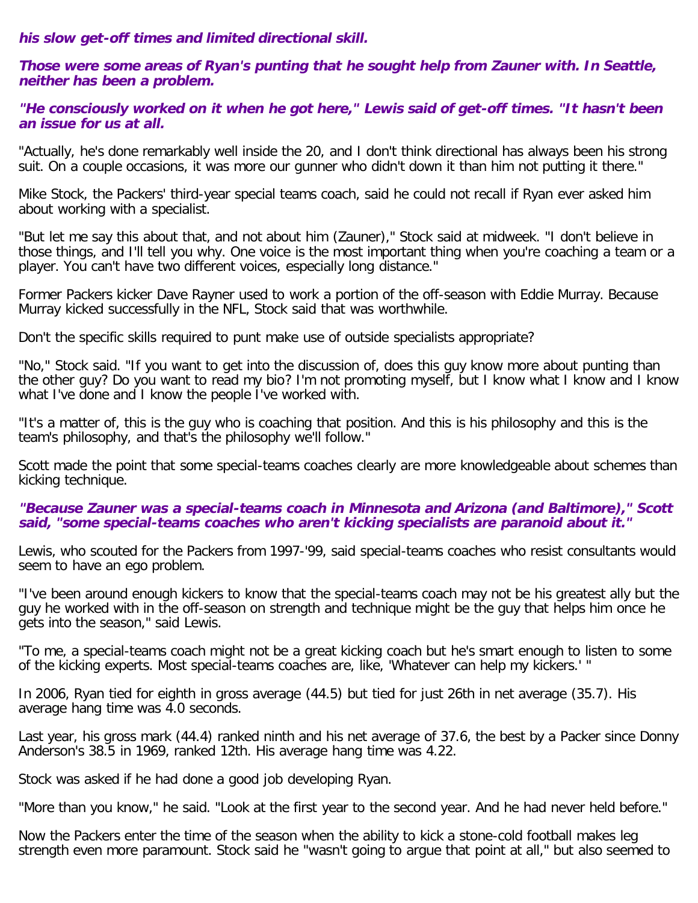***his slow get-off times and limited directional skill.***

***Those were some areas of Ryan's punting that he sought help from Zauner with. In Seattle, neither has been a problem.***

***"He consciously worked on it when he got here," Lewis said of get-off times. "It hasn't been an issue for us at all.***

"Actually, he's done remarkably well inside the 20, and I don't think directional has always been his strong suit. On a couple occasions, it was more our gunner who didn't down it than him not putting it there."

Mike Stock, the Packers' third-year special teams coach, said he could not recall if Ryan ever asked him about working with a specialist.

"But let me say this about that, and not about him (Zauner)," Stock said at midweek. "I don't believe in those things, and I'll tell you why. One voice is the most important thing when you're coaching a team or a player. You can't have two different voices, especially long distance."

Former Packers kicker Dave Rayner used to work a portion of the off-season with Eddie Murray. Because Murray kicked successfully in the NFL, Stock said that was worthwhile.

Don't the specific skills required to punt make use of outside specialists appropriate?

"No," Stock said. "If you want to get into the discussion of, does this guy know more about punting than the other guy? Do you want to read my bio? I'm not promoting myself, but I know what I know and I know what I've done and I know the people I've worked with.

"It's a matter of, this is the guy who is coaching that position. And this is his philosophy and this is the team's philosophy, and that's the philosophy we'll follow."

Scott made the point that some special-teams coaches clearly are more knowledgeable about schemes than kicking technique.

***"Because Zauner was a special-teams coach in Minnesota and Arizona (and Baltimore)," Scott said, "some special-teams coaches who aren't kicking specialists are paranoid about it."***

Lewis, who scouted for the Packers from 1997-'99, said special-teams coaches who resist consultants would seem to have an ego problem.

"I've been around enough kickers to know that the special-teams coach may not be his greatest ally but the guy he worked with in the off-season on strength and technique might be the guy that helps him once he gets into the season," said Lewis.

"To me, a special-teams coach might not be a great kicking coach but he's smart enough to listen to some of the kicking experts. Most special-teams coaches are, like, 'Whatever can help my kickers.' "

In 2006, Ryan tied for eighth in gross average (44.5) but tied for just 26th in net average (35.7). His average hang time was 4.0 seconds.

Last year, his gross mark (44.4) ranked ninth and his net average of 37.6, the best by a Packer since Donny Anderson's 38.5 in 1969, ranked 12th. His average hang time was 4.22.

Stock was asked if he had done a good job developing Ryan.

"More than you know," he said. "Look at the first year to the second year. And he had never held before."

Now the Packers enter the time of the season when the ability to kick a stone-cold football makes leg strength even more paramount. Stock said he "wasn't going to argue that point at all," but also seemed to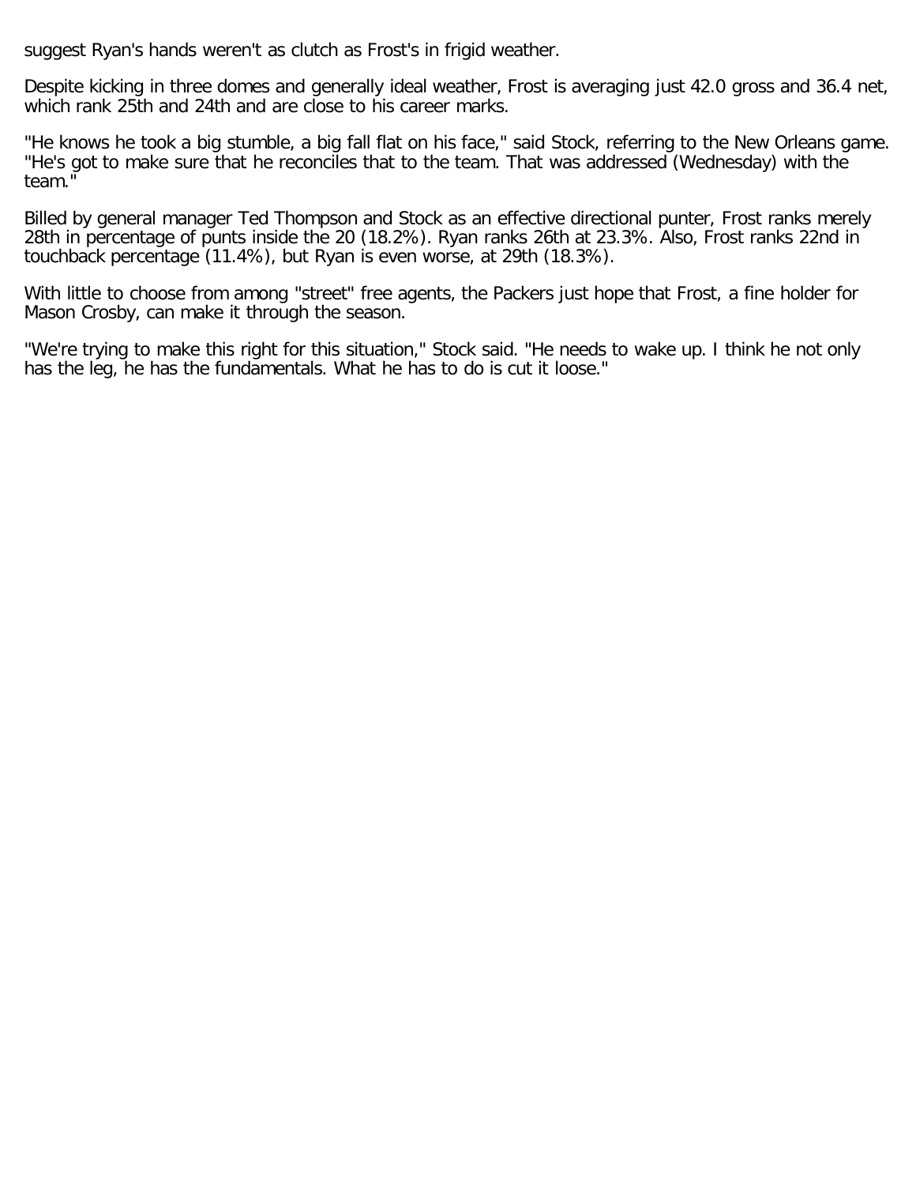suggest Ryan's hands weren't as clutch as Frost's in frigid weather.

Despite kicking in three domes and generally ideal weather, Frost is averaging just 42.0 gross and 36.4 net, which rank 25th and 24th and are close to his career marks.

"He knows he took a big stumble, a big fall flat on his face," said Stock, referring to the New Orleans game. "He's got to make sure that he reconciles that to the team. That was addressed (Wednesday) with the team."

Billed by general manager Ted Thompson and Stock as an effective directional punter, Frost ranks merely 28th in percentage of punts inside the 20 (18.2%). Ryan ranks 26th at 23.3%. Also, Frost ranks 22nd in touchback percentage (11.4%), but Ryan is even worse, at 29th (18.3%).

With little to choose from among "street" free agents, the Packers just hope that Frost, a fine holder for Mason Crosby, can make it through the season.

"We're trying to make this right for this situation," Stock said. "He needs to wake up. I think he not only has the leg, he has the fundamentals. What he has to do is cut it loose."